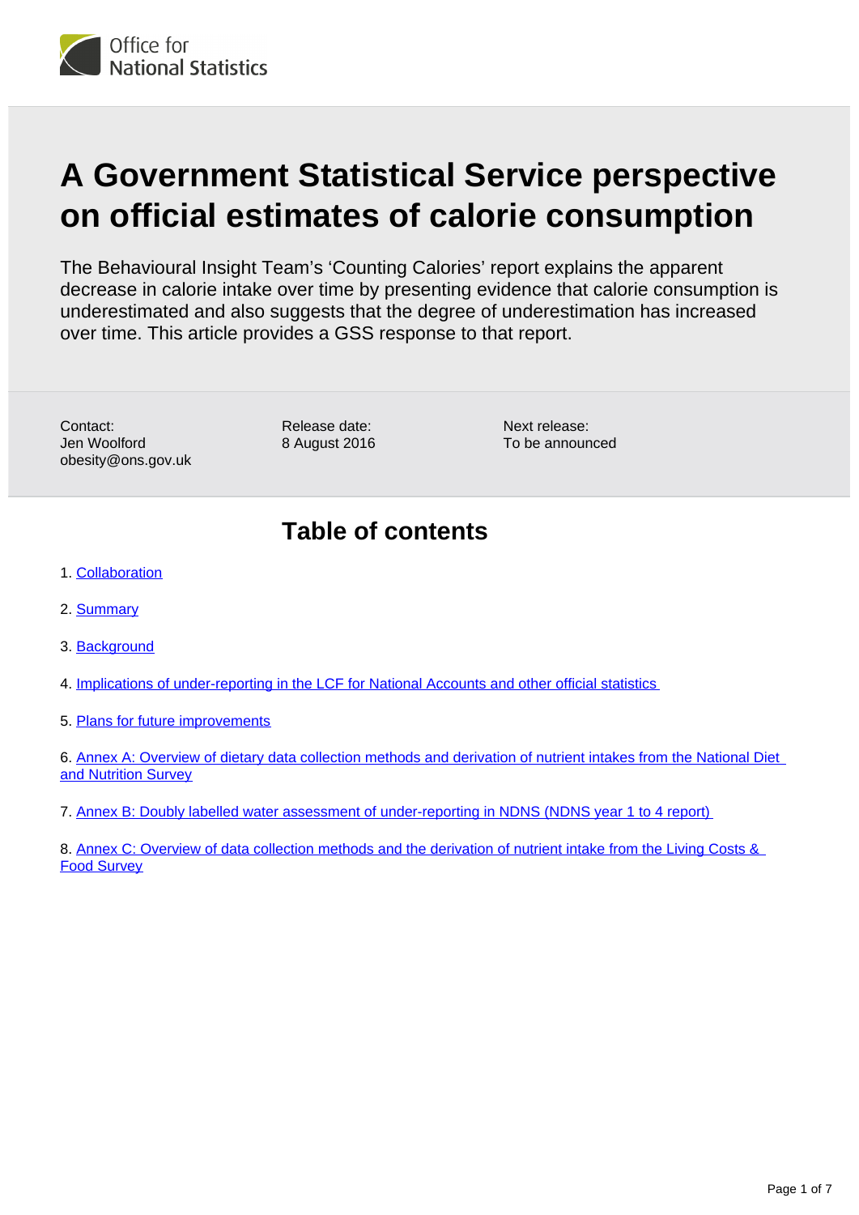Office for National Statistics

# A Government Statistical Service perspective on official estimates of calorie consumption

The Behavioural Insight Team's 'Counting Calories' report explains the apparent decrease in calorie intake over time by presenting evidence that calorie consumption is underestimated and also suggests that the degree of underestimation has increased over time. This article provides a GSS response to that report.

Contact:
Jen Woolford
obesity@ons.gov.uk

Release date:
8 August 2016

Next release:
To be announced

## Table of contents

1. Collaboration
2. Summary
3. Background
4. Implications of under-reporting in the LCF for National Accounts and other official statistics
5. Plans for future improvements
6. Annex A: Overview of dietary data collection methods and derivation of nutrient intakes from the National Diet and Nutrition Survey
7. Annex B: Doubly labelled water assessment of under-reporting in NDNS (NDNS year 1 to 4 report)
8. Annex C: Overview of data collection methods and the derivation of nutrient intake from the Living Costs & Food Survey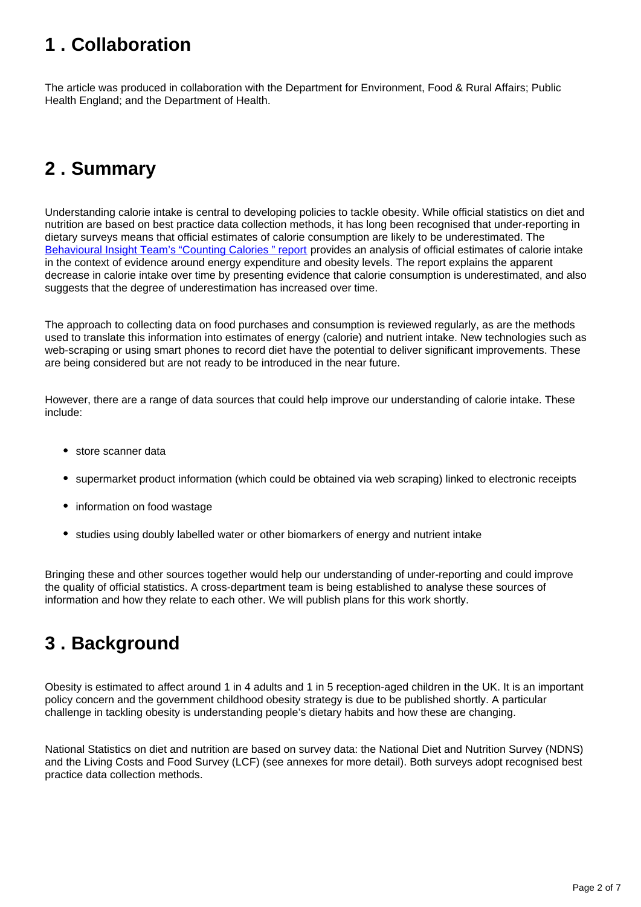## 1 . Collaboration

The article was produced in collaboration with the Department for Environment, Food & Rural Affairs; Public Health England; and the Department of Health.

## 2 . Summary

Understanding calorie intake is central to developing policies to tackle obesity. While official statistics on diet and nutrition are based on best practice data collection methods, it has long been recognised that under-reporting in dietary surveys means that official estimates of calorie consumption are likely to be underestimated. The [Behavioural Insight Team's "Counting Calories " report](#) provides an analysis of official estimates of calorie intake in the context of evidence around energy expenditure and obesity levels. The report explains the apparent decrease in calorie intake over time by presenting evidence that calorie consumption is underestimated, and also suggests that the degree of underestimation has increased over time.

The approach to collecting data on food purchases and consumption is reviewed regularly, as are the methods used to translate this information into estimates of energy (calorie) and nutrient intake. New technologies such as web-scraping or using smart phones to record diet have the potential to deliver significant improvements. These are being considered but are not ready to be introduced in the near future.

However, there are a range of data sources that could help improve our understanding of calorie intake. These include:

- store scanner data
- supermarket product information (which could be obtained via web scraping) linked to electronic receipts
- information on food wastage
- studies using doubly labelled water or other biomarkers of energy and nutrient intake

Bringing these and other sources together would help our understanding of under-reporting and could improve the quality of official statistics. A cross-department team is being established to analyse these sources of information and how they relate to each other. We will publish plans for this work shortly.

## 3 . Background

Obesity is estimated to affect around 1 in 4 adults and 1 in 5 reception-aged children in the UK. It is an important policy concern and the government childhood obesity strategy is due to be published shortly. A particular challenge in tackling obesity is understanding people's dietary habits and how these are changing.

National Statistics on diet and nutrition are based on survey data: the National Diet and Nutrition Survey (NDNS) and the Living Costs and Food Survey (LCF) (see annexes for more detail). Both surveys adopt recognised best practice data collection methods.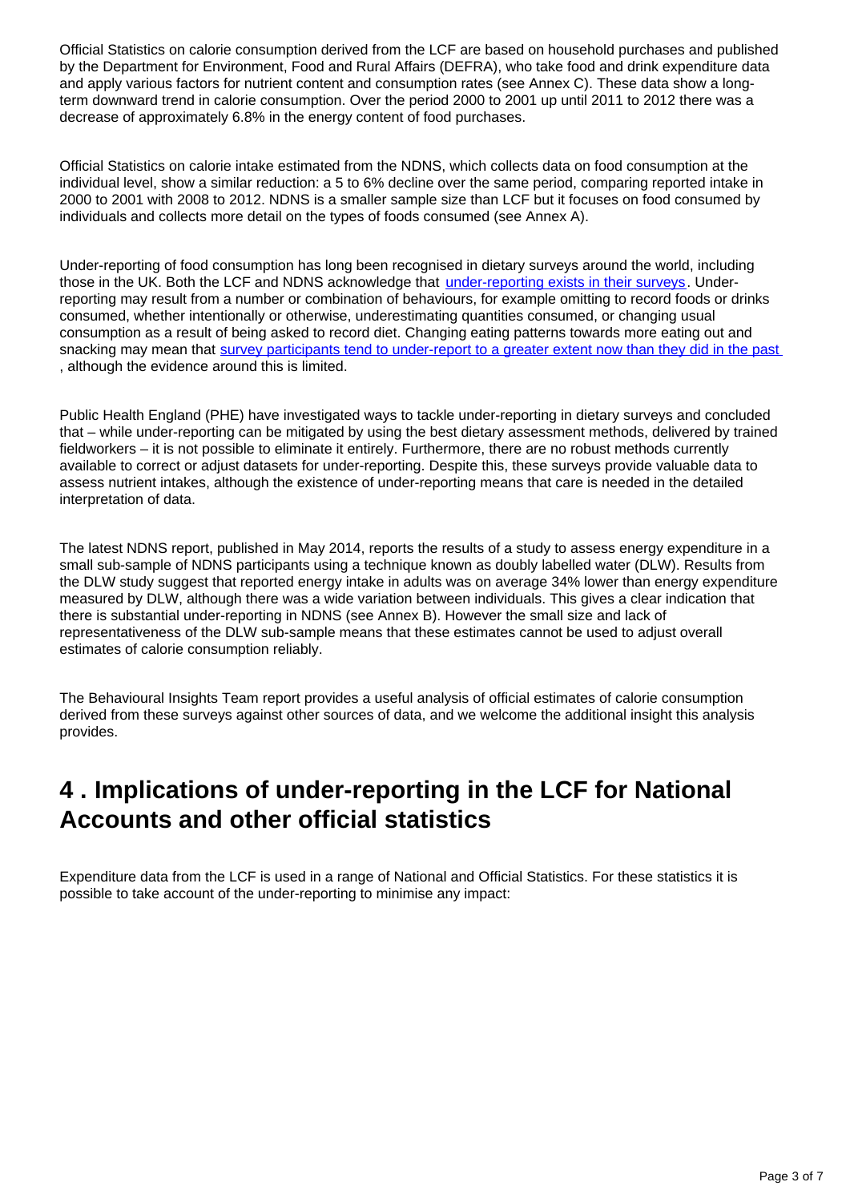Official Statistics on calorie consumption derived from the LCF are based on household purchases and published by the Department for Environment, Food and Rural Affairs (DEFRA), who take food and drink expenditure data and apply various factors for nutrient content and consumption rates (see Annex C). These data show a long-term downward trend in calorie consumption. Over the period 2000 to 2001 up until 2011 to 2012 there was a decrease of approximately 6.8% in the energy content of food purchases.

Official Statistics on calorie intake estimated from the NDNS, which collects data on food consumption at the individual level, show a similar reduction: a 5 to 6% decline over the same period, comparing reported intake in 2000 to 2001 with 2008 to 2012. NDNS is a smaller sample size than LCF but it focuses on food consumed by individuals and collects more detail on the types of foods consumed (see Annex A).

Under-reporting of food consumption has long been recognised in dietary surveys around the world, including those in the UK. Both the LCF and NDNS acknowledge that under-reporting exists in their surveys. Under-reporting may result from a number or combination of behaviours, for example omitting to record foods or drinks consumed, whether intentionally or otherwise, underestimating quantities consumed, or changing usual consumption as a result of being asked to record diet. Changing eating patterns towards more eating out and snacking may mean that survey participants tend to under-report to a greater extent now than they did in the past, although the evidence around this is limited.

Public Health England (PHE) have investigated ways to tackle under-reporting in dietary surveys and concluded that – while under-reporting can be mitigated by using the best dietary assessment methods, delivered by trained fieldworkers – it is not possible to eliminate it entirely. Furthermore, there are no robust methods currently available to correct or adjust datasets for under-reporting. Despite this, these surveys provide valuable data to assess nutrient intakes, although the existence of under-reporting means that care is needed in the detailed interpretation of data.

The latest NDNS report, published in May 2014, reports the results of a study to assess energy expenditure in a small sub-sample of NDNS participants using a technique known as doubly labelled water (DLW). Results from the DLW study suggest that reported energy intake in adults was on average 34% lower than energy expenditure measured by DLW, although there was a wide variation between individuals. This gives a clear indication that there is substantial under-reporting in NDNS (see Annex B). However the small size and lack of representativeness of the DLW sub-sample means that these estimates cannot be used to adjust overall estimates of calorie consumption reliably.

The Behavioural Insights Team report provides a useful analysis of official estimates of calorie consumption derived from these surveys against other sources of data, and we welcome the additional insight this analysis provides.

## 4 . Implications of under-reporting in the LCF for National Accounts and other official statistics

Expenditure data from the LCF is used in a range of National and Official Statistics. For these statistics it is possible to take account of the under-reporting to minimise any impact: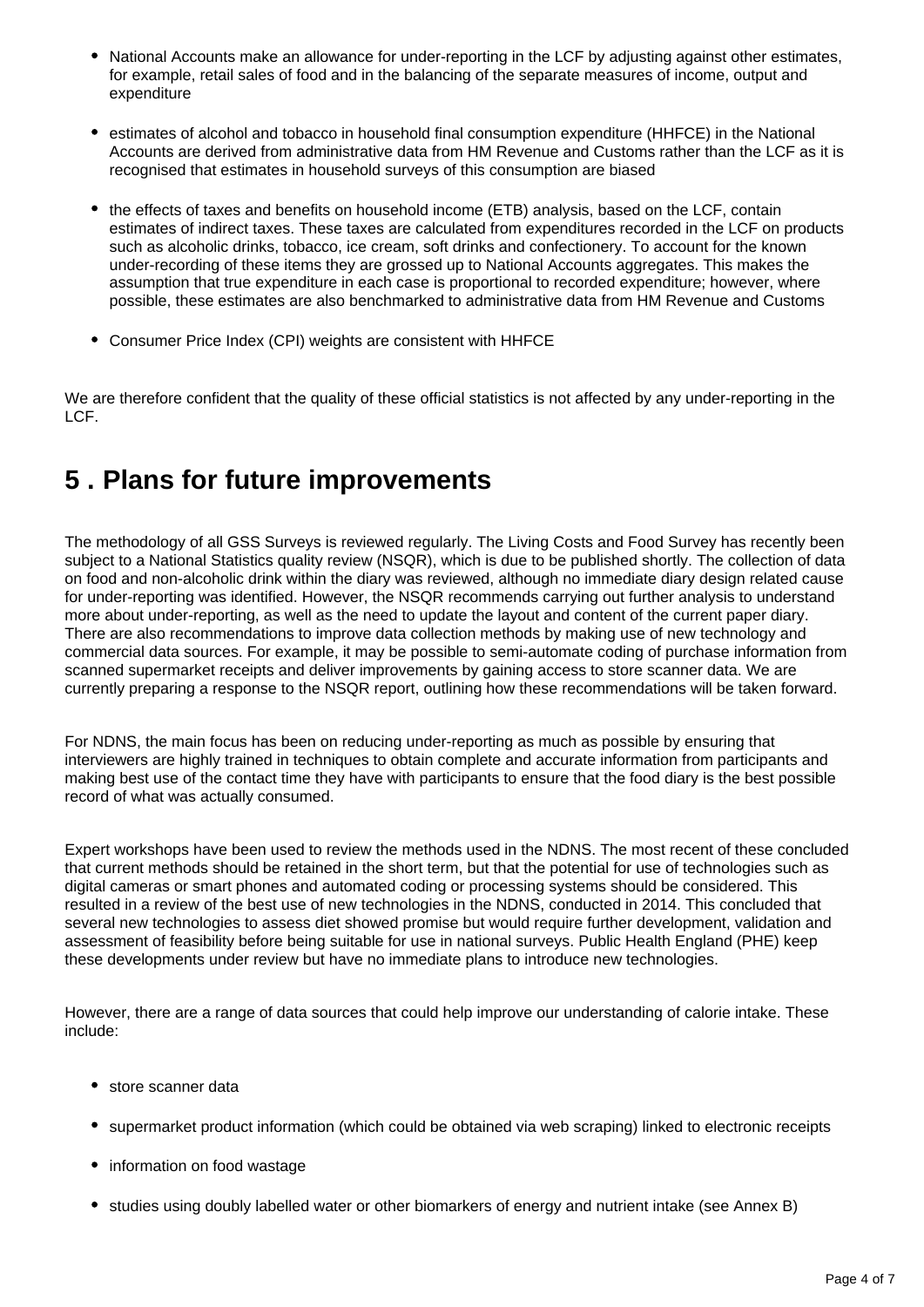- National Accounts make an allowance for under-reporting in the LCF by adjusting against other estimates, for example, retail sales of food and in the balancing of the separate measures of income, output and expenditure

- estimates of alcohol and tobacco in household final consumption expenditure (HHFCE) in the National Accounts are derived from administrative data from HM Revenue and Customs rather than the LCF as it is recognised that estimates in household surveys of this consumption are biased

- the effects of taxes and benefits on household income (ETB) analysis, based on the LCF, contain estimates of indirect taxes. These taxes are calculated from expenditures recorded in the LCF on products such as alcoholic drinks, tobacco, ice cream, soft drinks and confectionery. To account for the known under-recording of these items they are grossed up to National Accounts aggregates. This makes the assumption that true expenditure in each case is proportional to recorded expenditure; however, where possible, these estimates are also benchmarked to administrative data from HM Revenue and Customs

- Consumer Price Index (CPI) weights are consistent with HHFCE

We are therefore confident that the quality of these official statistics is not affected by any under-reporting in the LCF.

## 5 . Plans for future improvements

The methodology of all GSS Surveys is reviewed regularly. The Living Costs and Food Survey has recently been subject to a National Statistics quality review (NSQR), which is due to be published shortly. The collection of data on food and non-alcoholic drink within the diary was reviewed, although no immediate diary design related cause for under-reporting was identified. However, the NSQR recommends carrying out further analysis to understand more about under-reporting, as well as the need to update the layout and content of the current paper diary. There are also recommendations to improve data collection methods by making use of new technology and commercial data sources. For example, it may be possible to semi-automate coding of purchase information from scanned supermarket receipts and deliver improvements by gaining access to store scanner data. We are currently preparing a response to the NSQR report, outlining how these recommendations will be taken forward.

For NDNS, the main focus has been on reducing under-reporting as much as possible by ensuring that interviewers are highly trained in techniques to obtain complete and accurate information from participants and making best use of the contact time they have with participants to ensure that the food diary is the best possible record of what was actually consumed.

Expert workshops have been used to review the methods used in the NDNS. The most recent of these concluded that current methods should be retained in the short term, but that the potential for use of technologies such as digital cameras or smart phones and automated coding or processing systems should be considered. This resulted in a review of the best use of new technologies in the NDNS, conducted in 2014. This concluded that several new technologies to assess diet showed promise but would require further development, validation and assessment of feasibility before being suitable for use in national surveys. Public Health England (PHE) keep these developments under review but have no immediate plans to introduce new technologies.

However, there are a range of data sources that could help improve our understanding of calorie intake. These include:

- store scanner data

- supermarket product information (which could be obtained via web scraping) linked to electronic receipts

- information on food wastage

- studies using doubly labelled water or other biomarkers of energy and nutrient intake (see Annex B)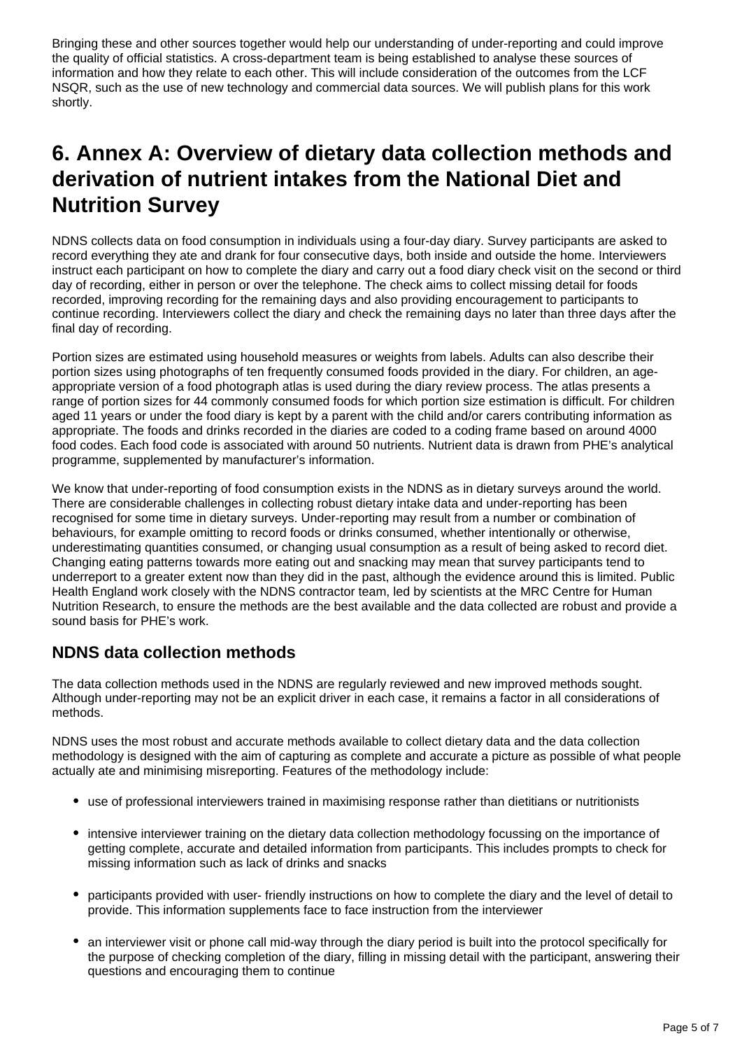Bringing these and other sources together would help our understanding of under-reporting and could improve the quality of official statistics. A cross-department team is being established to analyse these sources of information and how they relate to each other. This will include consideration of the outcomes from the LCF NSQR, such as the use of new technology and commercial data sources. We will publish plans for this work shortly.

# 6. Annex A: Overview of dietary data collection methods and derivation of nutrient intakes from the National Diet and Nutrition Survey

NDNS collects data on food consumption in individuals using a four-day diary. Survey participants are asked to record everything they ate and drank for four consecutive days, both inside and outside the home. Interviewers instruct each participant on how to complete the diary and carry out a food diary check visit on the second or third day of recording, either in person or over the telephone. The check aims to collect missing detail for foods recorded, improving recording for the remaining days and also providing encouragement to participants to continue recording. Interviewers collect the diary and check the remaining days no later than three days after the final day of recording.

Portion sizes are estimated using household measures or weights from labels. Adults can also describe their portion sizes using photographs of ten frequently consumed foods provided in the diary. For children, an age-appropriate version of a food photograph atlas is used during the diary review process. The atlas presents a range of portion sizes for 44 commonly consumed foods for which portion size estimation is difficult. For children aged 11 years or under the food diary is kept by a parent with the child and/or carers contributing information as appropriate. The foods and drinks recorded in the diaries are coded to a coding frame based on around 4000 food codes. Each food code is associated with around 50 nutrients. Nutrient data is drawn from PHE's analytical programme, supplemented by manufacturer's information.

We know that under-reporting of food consumption exists in the NDNS as in dietary surveys around the world. There are considerable challenges in collecting robust dietary intake data and under-reporting has been recognised for some time in dietary surveys. Under-reporting may result from a number or combination of behaviours, for example omitting to record foods or drinks consumed, whether intentionally or otherwise, underestimating quantities consumed, or changing usual consumption as a result of being asked to record diet. Changing eating patterns towards more eating out and snacking may mean that survey participants tend to underreport to a greater extent now than they did in the past, although the evidence around this is limited. Public Health England work closely with the NDNS contractor team, led by scientists at the MRC Centre for Human Nutrition Research, to ensure the methods are the best available and the data collected are robust and provide a sound basis for PHE's work.

## NDNS data collection methods

The data collection methods used in the NDNS are regularly reviewed and new improved methods sought. Although under-reporting may not be an explicit driver in each case, it remains a factor in all considerations of methods.

NDNS uses the most robust and accurate methods available to collect dietary data and the data collection methodology is designed with the aim of capturing as complete and accurate a picture as possible of what people actually ate and minimising misreporting. Features of the methodology include:

- use of professional interviewers trained in maximising response rather than dietitians or nutritionists
- intensive interviewer training on the dietary data collection methodology focussing on the importance of getting complete, accurate and detailed information from participants. This includes prompts to check for missing information such as lack of drinks and snacks
- participants provided with user- friendly instructions on how to complete the diary and the level of detail to provide. This information supplements face to face instruction from the interviewer
- an interviewer visit or phone call mid-way through the diary period is built into the protocol specifically for the purpose of checking completion of the diary, filling in missing detail with the participant, answering their questions and encouraging them to continue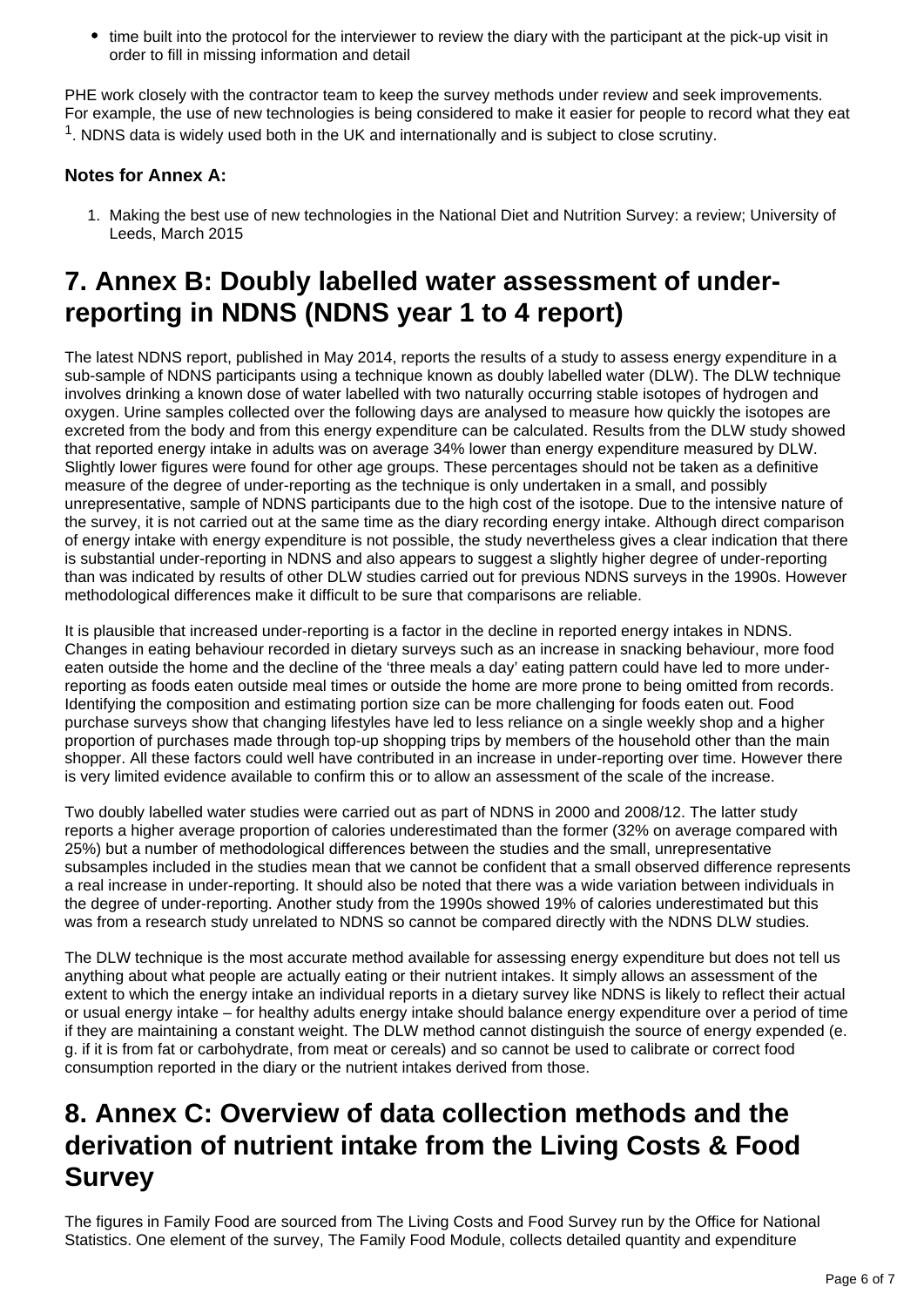- time built into the protocol for the interviewer to review the diary with the participant at the pick-up visit in order to fill in missing information and detail

PHE work closely with the contractor team to keep the survey methods under review and seek improvements. For example, the use of new technologies is being considered to make it easier for people to record what they eat [1]. NDNS data is widely used both in the UK and internationally and is subject to close scrutiny.

### Notes for Annex A:

1. Making the best use of new technologies in the National Diet and Nutrition Survey: a review; University of Leeds, March 2015

## 7. Annex B: Doubly labelled water assessment of under-reporting in NDNS (NDNS year 1 to 4 report)

The latest NDNS report, published in May 2014, reports the results of a study to assess energy expenditure in a sub-sample of NDNS participants using a technique known as doubly labelled water (DLW). The DLW technique involves drinking a known dose of water labelled with two naturally occurring stable isotopes of hydrogen and oxygen. Urine samples collected over the following days are analysed to measure how quickly the isotopes are excreted from the body and from this energy expenditure can be calculated. Results from the DLW study showed that reported energy intake in adults was on average 34% lower than energy expenditure measured by DLW. Slightly lower figures were found for other age groups. These percentages should not be taken as a definitive measure of the degree of under-reporting as the technique is only undertaken in a small, and possibly unrepresentative, sample of NDNS participants due to the high cost of the isotope. Due to the intensive nature of the survey, it is not carried out at the same time as the diary recording energy intake. Although direct comparison of energy intake with energy expenditure is not possible, the study nevertheless gives a clear indication that there is substantial under-reporting in NDNS and also appears to suggest a slightly higher degree of under-reporting than was indicated by results of other DLW studies carried out for previous NDNS surveys in the 1990s. However methodological differences make it difficult to be sure that comparisons are reliable.

It is plausible that increased under-reporting is a factor in the decline in reported energy intakes in NDNS. Changes in eating behaviour recorded in dietary surveys such as an increase in snacking behaviour, more food eaten outside the home and the decline of the 'three meals a day' eating pattern could have led to more under-reporting as foods eaten outside meal times or outside the home are more prone to being omitted from records. Identifying the composition and estimating portion size can be more challenging for foods eaten out. Food purchase surveys show that changing lifestyles have led to less reliance on a single weekly shop and a higher proportion of purchases made through top-up shopping trips by members of the household other than the main shopper. All these factors could well have contributed in an increase in under-reporting over time. However there is very limited evidence available to confirm this or to allow an assessment of the scale of the increase.

Two doubly labelled water studies were carried out as part of NDNS in 2000 and 2008/12. The latter study reports a higher average proportion of calories underestimated than the former (32% on average compared with 25%) but a number of methodological differences between the studies and the small, unrepresentative subsamples included in the studies mean that we cannot be confident that a small observed difference represents a real increase in under-reporting. It should also be noted that there was a wide variation between individuals in the degree of under-reporting. Another study from the 1990s showed 19% of calories underestimated but this was from a research study unrelated to NDNS so cannot be compared directly with the NDNS DLW studies.

The DLW technique is the most accurate method available for assessing energy expenditure but does not tell us anything about what people are actually eating or their nutrient intakes. It simply allows an assessment of the extent to which the energy intake an individual reports in a dietary survey like NDNS is likely to reflect their actual or usual energy intake – for healthy adults energy intake should balance energy expenditure over a period of time if they are maintaining a constant weight. The DLW method cannot distinguish the source of energy expended (e. g. if it is from fat or carbohydrate, from meat or cereals) and so cannot be used to calibrate or correct food consumption reported in the diary or the nutrient intakes derived from those.

## 8. Annex C: Overview of data collection methods and the derivation of nutrient intake from the Living Costs & Food Survey

The figures in Family Food are sourced from The Living Costs and Food Survey run by the Office for National Statistics. One element of the survey, The Family Food Module, collects detailed quantity and expenditure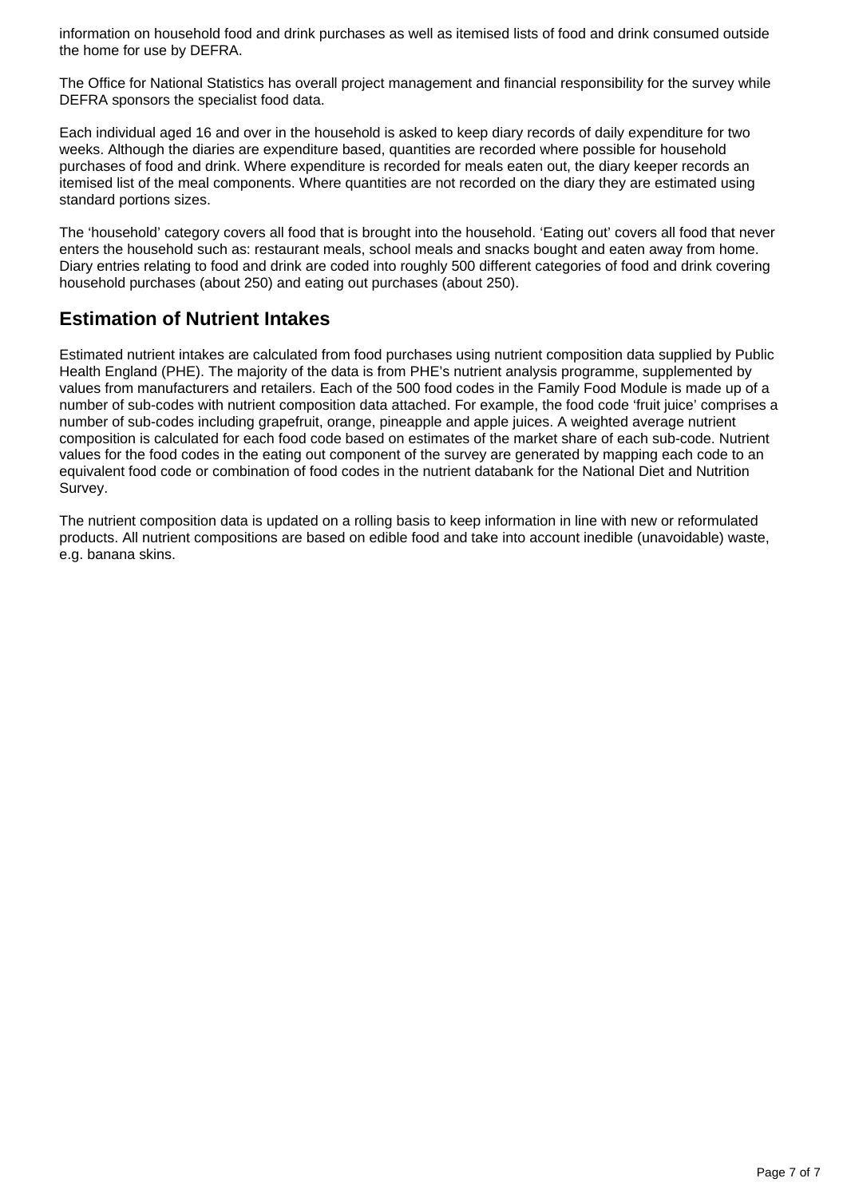information on household food and drink purchases as well as itemised lists of food and drink consumed outside the home for use by DEFRA.

The Office for National Statistics has overall project management and financial responsibility for the survey while DEFRA sponsors the specialist food data.

Each individual aged 16 and over in the household is asked to keep diary records of daily expenditure for two weeks. Although the diaries are expenditure based, quantities are recorded where possible for household purchases of food and drink. Where expenditure is recorded for meals eaten out, the diary keeper records an itemised list of the meal components. Where quantities are not recorded on the diary they are estimated using standard portions sizes.

The 'household' category covers all food that is brought into the household. 'Eating out' covers all food that never enters the household such as: restaurant meals, school meals and snacks bought and eaten away from home. Diary entries relating to food and drink are coded into roughly 500 different categories of food and drink covering household purchases (about 250) and eating out purchases (about 250).

## Estimation of Nutrient Intakes

Estimated nutrient intakes are calculated from food purchases using nutrient composition data supplied by Public Health England (PHE). The majority of the data is from PHE's nutrient analysis programme, supplemented by values from manufacturers and retailers. Each of the 500 food codes in the Family Food Module is made up of a number of sub-codes with nutrient composition data attached. For example, the food code 'fruit juice' comprises a number of sub-codes including grapefruit, orange, pineapple and apple juices. A weighted average nutrient composition is calculated for each food code based on estimates of the market share of each sub-code. Nutrient values for the food codes in the eating out component of the survey are generated by mapping each code to an equivalent food code or combination of food codes in the nutrient databank for the National Diet and Nutrition Survey.

The nutrient composition data is updated on a rolling basis to keep information in line with new or reformulated products. All nutrient compositions are based on edible food and take into account inedible (unavoidable) waste, e.g. banana skins.